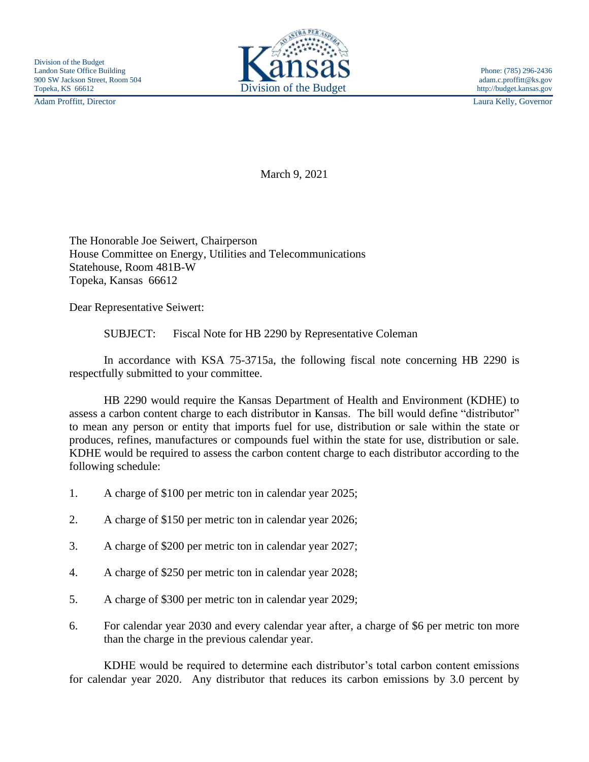Division of the Budget
Landon State Office Building
900 SW Jackson Street, Room 504
Topeka, KS 66612
Adam Proffitt, Director

Kansas
Division of the Budget

Phone: (785) 296-2436
adam.c.proffitt@ks.gov
http://budget.kansas.gov
Laura Kelly, Governor

March 9, 2021

The Honorable Joe Seiwert, Chairperson
House Committee on Energy, Utilities and Telecommunications
Statehouse, Room 481B-W
Topeka, Kansas 66612

Dear Representative Seiwert:

SUBJECT: Fiscal Note for HB 2290 by Representative Coleman

In accordance with KSA 75-3715a, the following fiscal note concerning HB 2290 is respectfully submitted to your committee.

HB 2290 would require the Kansas Department of Health and Environment (KDHE) to assess a carbon content charge to each distributor in Kansas. The bill would define "distributor" to mean any person or entity that imports fuel for use, distribution or sale within the state or produces, refines, manufactures or compounds fuel within the state for use, distribution or sale. KDHE would be required to assess the carbon content charge to each distributor according to the following schedule:

1. A charge of $100 per metric ton in calendar year 2025;
2. A charge of $150 per metric ton in calendar year 2026;
3. A charge of $200 per metric ton in calendar year 2027;
4. A charge of $250 per metric ton in calendar year 2028;
5. A charge of $300 per metric ton in calendar year 2029;
6. For calendar year 2030 and every calendar year after, a charge of $6 per metric ton more than the charge in the previous calendar year.

KDHE would be required to determine each distributor's total carbon content emissions for calendar year 2020. Any distributor that reduces its carbon emissions by 3.0 percent by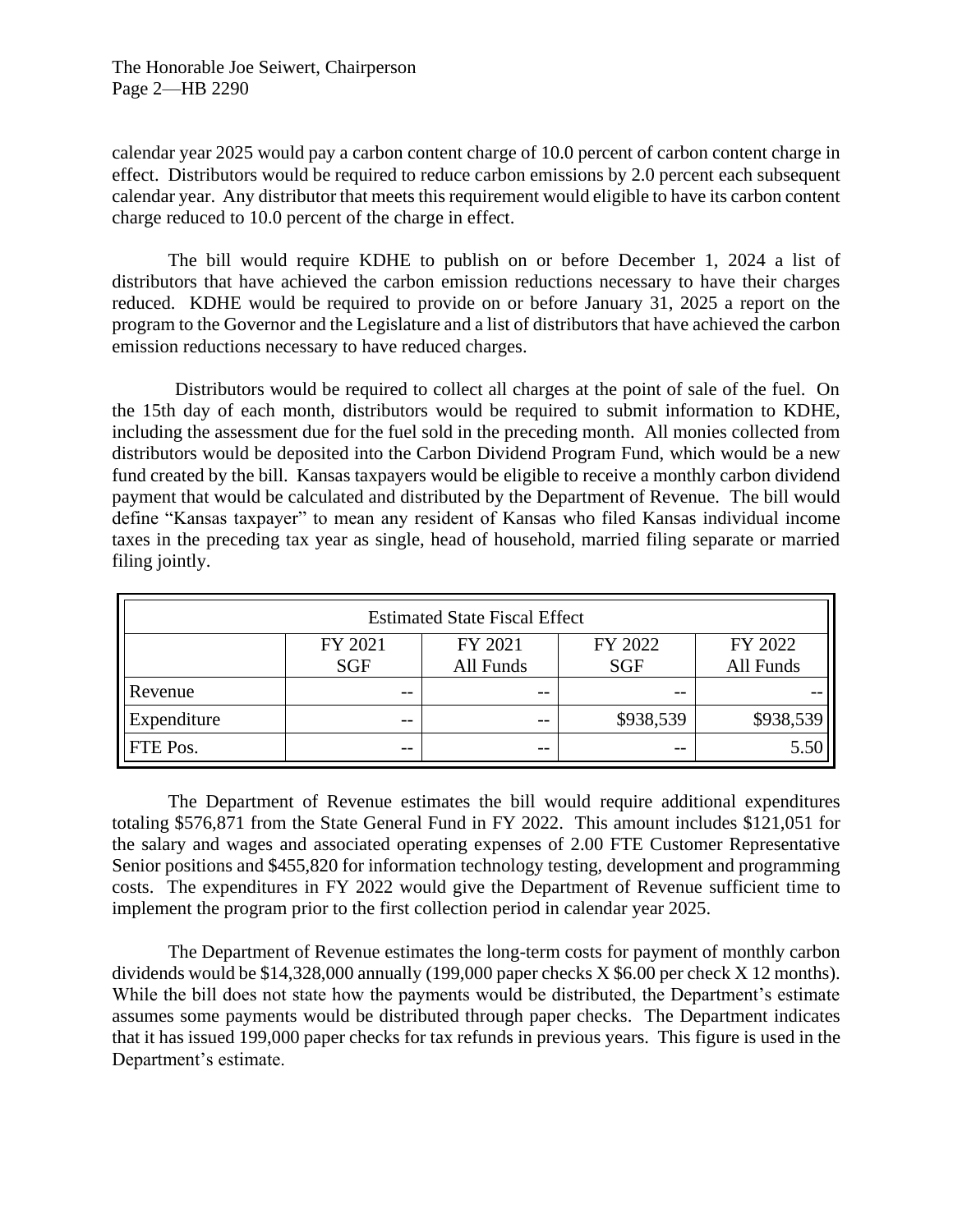calendar year 2025 would pay a carbon content charge of 10.0 percent of carbon content charge in effect. Distributors would be required to reduce carbon emissions by 2.0 percent each subsequent calendar year. Any distributor that meets this requirement would eligible to have its carbon content charge reduced to 10.0 percent of the charge in effect.

The bill would require KDHE to publish on or before December 1, 2024 a list of distributors that have achieved the carbon emission reductions necessary to have their charges reduced. KDHE would be required to provide on or before January 31, 2025 a report on the program to the Governor and the Legislature and a list of distributors that have achieved the carbon emission reductions necessary to have reduced charges.

Distributors would be required to collect all charges at the point of sale of the fuel. On the 15th day of each month, distributors would be required to submit information to KDHE, including the assessment due for the fuel sold in the preceding month. All monies collected from distributors would be deposited into the Carbon Dividend Program Fund, which would be a new fund created by the bill. Kansas taxpayers would be eligible to receive a monthly carbon dividend payment that would be calculated and distributed by the Department of Revenue. The bill would define "Kansas taxpayer" to mean any resident of Kansas who filed Kansas individual income taxes in the preceding tax year as single, head of household, married filing separate or married filing jointly.

| Estimated State Fiscal Effect | | | | |
|---|---|---|---|---|
| | FY 2021 SGF | FY 2021 All Funds | FY 2022 SGF | FY 2022 All Funds |
| Revenue | -- | -- | -- | -- |
| Expenditure | -- | -- | $938,539 | $938,539 |
| FTE Pos. | -- | -- | -- | 5.50 |

The Department of Revenue estimates the bill would require additional expenditures totaling $576,871 from the State General Fund in FY 2022. This amount includes $121,051 for the salary and wages and associated operating expenses of 2.00 FTE Customer Representative Senior positions and $455,820 for information technology testing, development and programming costs. The expenditures in FY 2022 would give the Department of Revenue sufficient time to implement the program prior to the first collection period in calendar year 2025.

The Department of Revenue estimates the long-term costs for payment of monthly carbon dividends would be $14,328,000 annually (199,000 paper checks X $6.00 per check X 12 months). While the bill does not state how the payments would be distributed, the Department's estimate assumes some payments would be distributed through paper checks. The Department indicates that it has issued 199,000 paper checks for tax refunds in previous years. This figure is used in the Department's estimate.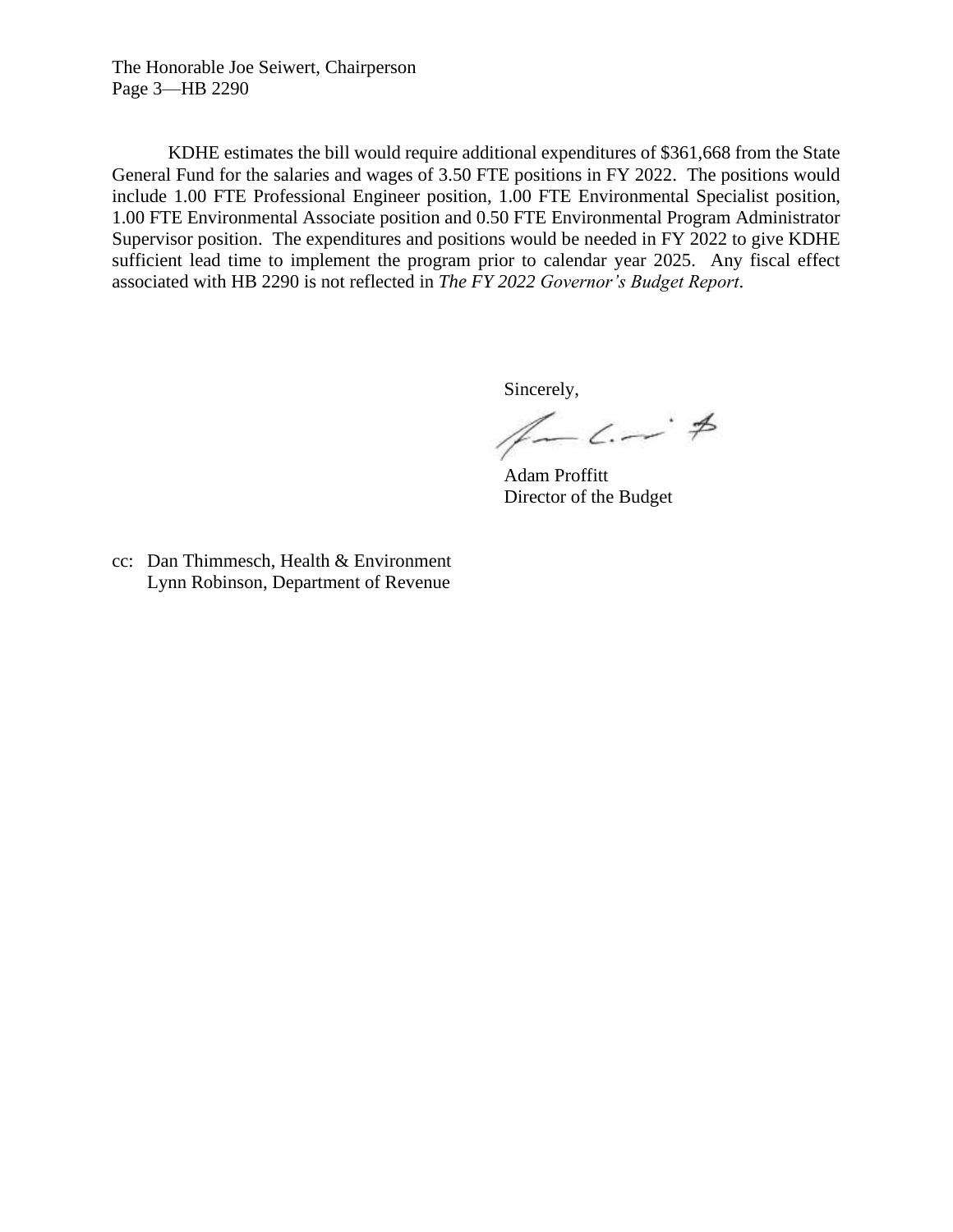KDHE estimates the bill would require additional expenditures of $361,668 from the State General Fund for the salaries and wages of 3.50 FTE positions in FY 2022. The positions would include 1.00 FTE Professional Engineer position, 1.00 FTE Environmental Specialist position, 1.00 FTE Environmental Associate position and 0.50 FTE Environmental Program Administrator Supervisor position. The expenditures and positions would be needed in FY 2022 to give KDHE sufficient lead time to implement the program prior to calendar year 2025. Any fiscal effect associated with HB 2290 is not reflected in *The FY 2022 Governor's Budget Report*.

Sincerely,

Adam Proffitt
Director of the Budget

cc: Dan Thimmesch, Health & Environment
Lynn Robinson, Department of Revenue